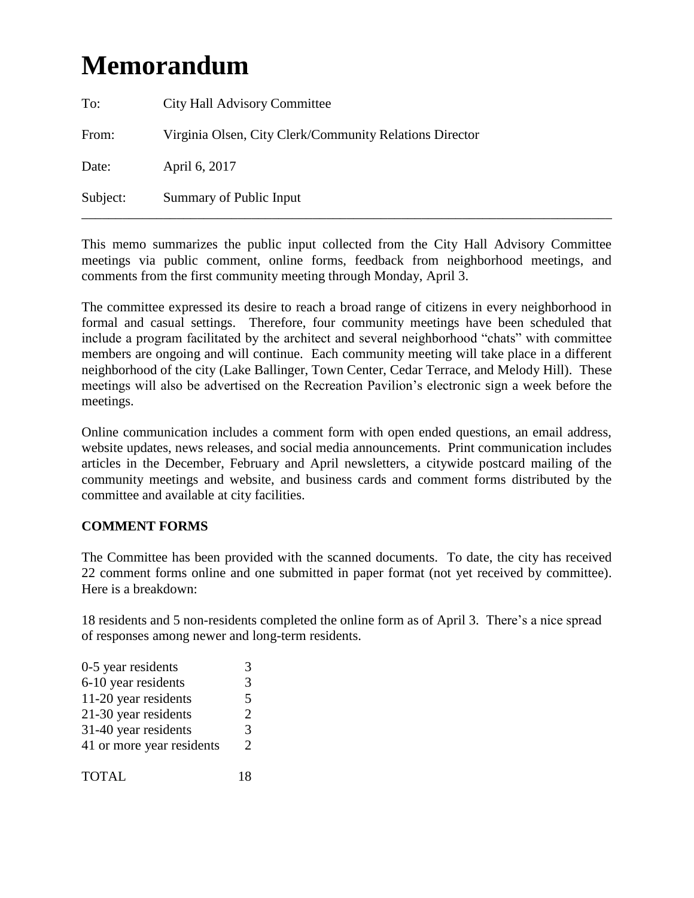# Memorandum

To: City Hall Advisory Committee

From: Virginia Olsen, City Clerk/Community Relations Director

Date: April 6, 2017

Subject: Summary of Public Input

---

This memo summarizes the public input collected from the City Hall Advisory Committee meetings via public comment, online forms, feedback from neighborhood meetings, and comments from the first community meeting through Monday, April 3.

The committee expressed its desire to reach a broad range of citizens in every neighborhood in formal and casual settings. Therefore, four community meetings have been scheduled that include a program facilitated by the architect and several neighborhood "chats" with committee members are ongoing and will continue. Each community meeting will take place in a different neighborhood of the city (Lake Ballinger, Town Center, Cedar Terrace, and Melody Hill). These meetings will also be advertised on the Recreation Pavilion's electronic sign a week before the meetings.

Online communication includes a comment form with open ended questions, an email address, website updates, news releases, and social media announcements. Print communication includes articles in the December, February and April newsletters, a citywide postcard mailing of the community meetings and website, and business cards and comment forms distributed by the committee and available at city facilities.

**COMMENT FORMS**

The Committee has been provided with the scanned documents. To date, the city has received 22 comment forms online and one submitted in paper format (not yet received by committee). Here is a breakdown:

18 residents and 5 non-residents completed the online form as of April 3. There's a nice spread of responses among newer and long-term residents.

| | |
|---|---|
| 0-5 year residents | 3 |
| 6-10 year residents | 3 |
| 11-20 year residents | 5 |
| 21-30 year residents | 2 |
| 31-40 year residents | 3 |
| 41 or more year residents | 2 |
| TOTAL | 18 |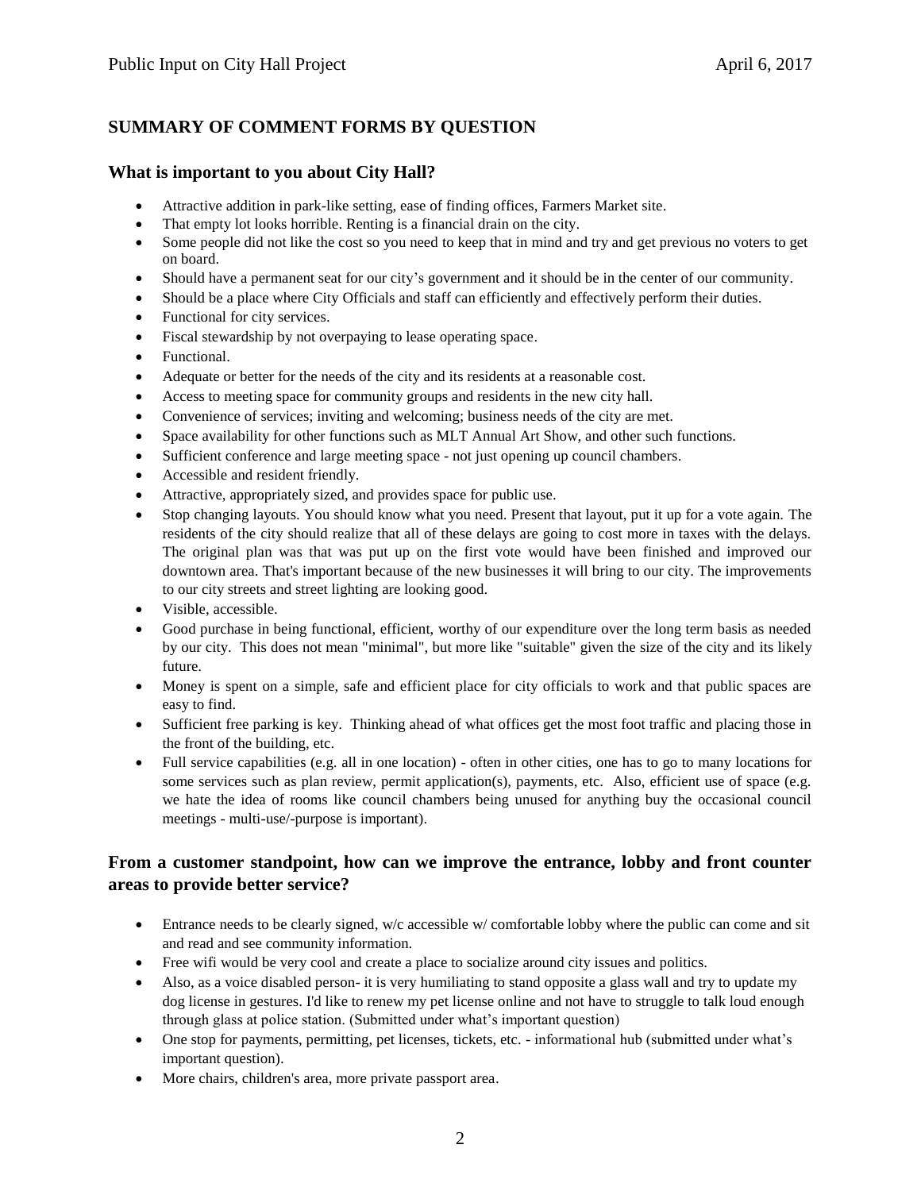## SUMMARY OF COMMENT FORMS BY QUESTION

### What is important to you about City Hall?

- Attractive addition in park-like setting, ease of finding offices, Farmers Market site.
- That empty lot looks horrible. Renting is a financial drain on the city.
- Some people did not like the cost so you need to keep that in mind and try and get previous no voters to get on board.
- Should have a permanent seat for our city's government and it should be in the center of our community.
- Should be a place where City Officials and staff can efficiently and effectively perform their duties.
- Functional for city services.
- Fiscal stewardship by not overpaying to lease operating space.
- Functional.
- Adequate or better for the needs of the city and its residents at a reasonable cost.
- Access to meeting space for community groups and residents in the new city hall.
- Convenience of services; inviting and welcoming; business needs of the city are met.
- Space availability for other functions such as MLT Annual Art Show, and other such functions.
- Sufficient conference and large meeting space - not just opening up council chambers.
- Accessible and resident friendly.
- Attractive, appropriately sized, and provides space for public use.
- Stop changing layouts. You should know what you need. Present that layout, put it up for a vote again. The residents of the city should realize that all of these delays are going to cost more in taxes with the delays. The original plan was that was put up on the first vote would have been finished and improved our downtown area. That's important because of the new businesses it will bring to our city. The improvements to our city streets and street lighting are looking good.
- Visible, accessible.
- Good purchase in being functional, efficient, worthy of our expenditure over the long term basis as needed by our city. This does not mean "minimal", but more like "suitable" given the size of the city and its likely future.
- Money is spent on a simple, safe and efficient place for city officials to work and that public spaces are easy to find.
- Sufficient free parking is key. Thinking ahead of what offices get the most foot traffic and placing those in the front of the building, etc.
- Full service capabilities (e.g. all in one location) - often in other cities, one has to go to many locations for some services such as plan review, permit application(s), payments, etc. Also, efficient use of space (e.g. we hate the idea of rooms like council chambers being unused for anything buy the occasional council meetings - multi-use/-purpose is important).

### From a customer standpoint, how can we improve the entrance, lobby and front counter areas to provide better service?

- Entrance needs to be clearly signed, w/c accessible w/ comfortable lobby where the public can come and sit and read and see community information.
- Free wifi would be very cool and create a place to socialize around city issues and politics.
- Also, as a voice disabled person- it is very humiliating to stand opposite a glass wall and try to update my dog license in gestures. I'd like to renew my pet license online and not have to struggle to talk loud enough through glass at police station. (Submitted under what's important question)
- One stop for payments, permitting, pet licenses, tickets, etc. - informational hub (submitted under what's important question).
- More chairs, children's area, more private passport area.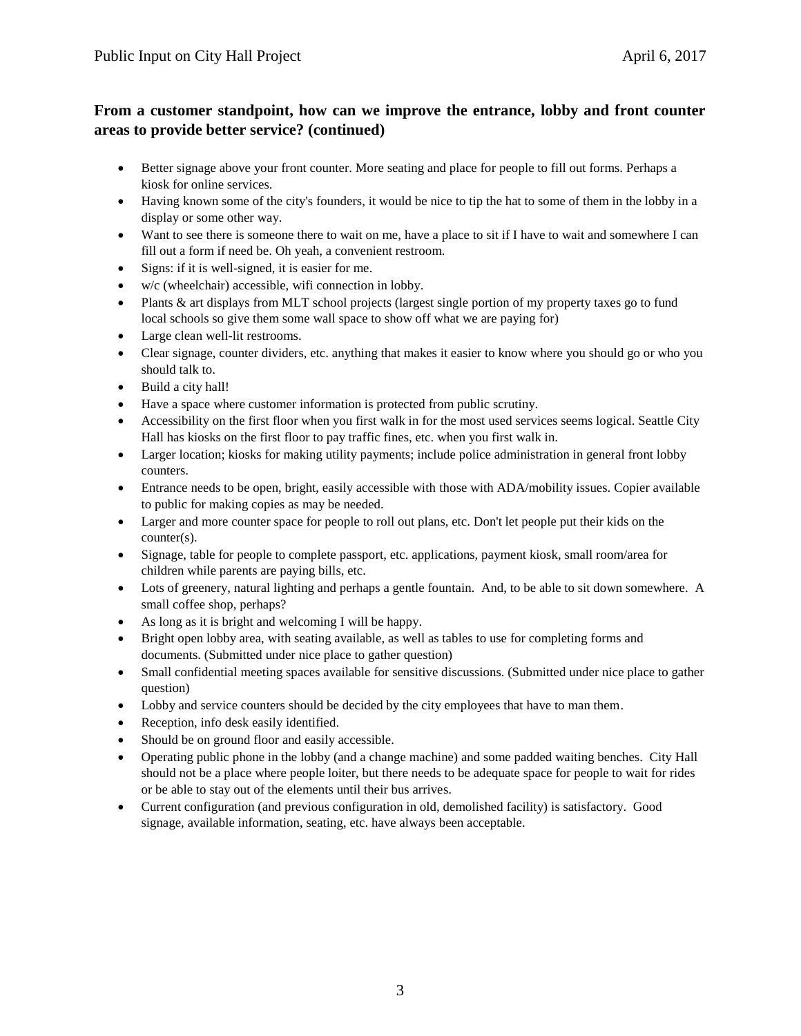**From a customer standpoint, how can we improve the entrance, lobby and front counter areas to provide better service? (continued)**

- Better signage above your front counter. More seating and place for people to fill out forms. Perhaps a kiosk for online services.
- Having known some of the city's founders, it would be nice to tip the hat to some of them in the lobby in a display or some other way.
- Want to see there is someone there to wait on me, have a place to sit if I have to wait and somewhere I can fill out a form if need be. Oh yeah, a convenient restroom.
- Signs: if it is well-signed, it is easier for me.
- w/c (wheelchair) accessible, wifi connection in lobby.
- Plants & art displays from MLT school projects (largest single portion of my property taxes go to fund local schools so give them some wall space to show off what we are paying for)
- Large clean well-lit restrooms.
- Clear signage, counter dividers, etc. anything that makes it easier to know where you should go or who you should talk to.
- Build a city hall!
- Have a space where customer information is protected from public scrutiny.
- Accessibility on the first floor when you first walk in for the most used services seems logical. Seattle City Hall has kiosks on the first floor to pay traffic fines, etc. when you first walk in.
- Larger location; kiosks for making utility payments; include police administration in general front lobby counters.
- Entrance needs to be open, bright, easily accessible with those with ADA/mobility issues. Copier available to public for making copies as may be needed.
- Larger and more counter space for people to roll out plans, etc. Don't let people put their kids on the counter(s).
- Signage, table for people to complete passport, etc. applications, payment kiosk, small room/area for children while parents are paying bills, etc.
- Lots of greenery, natural lighting and perhaps a gentle fountain. And, to be able to sit down somewhere. A small coffee shop, perhaps?
- As long as it is bright and welcoming I will be happy.
- Bright open lobby area, with seating available, as well as tables to use for completing forms and documents. (Submitted under nice place to gather question)
- Small confidential meeting spaces available for sensitive discussions. (Submitted under nice place to gather question)
- Lobby and service counters should be decided by the city employees that have to man them.
- Reception, info desk easily identified.
- Should be on ground floor and easily accessible.
- Operating public phone in the lobby (and a change machine) and some padded waiting benches. City Hall should not be a place where people loiter, but there needs to be adequate space for people to wait for rides or be able to stay out of the elements until their bus arrives.
- Current configuration (and previous configuration in old, demolished facility) is satisfactory. Good signage, available information, seating, etc. have always been acceptable.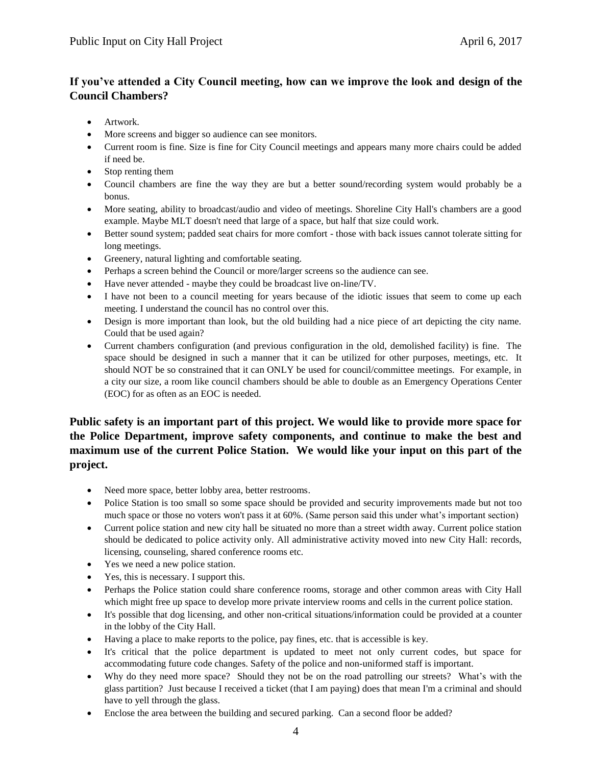**If you've attended a City Council meeting, how can we improve the look and design of the Council Chambers?**

- Artwork.
- More screens and bigger so audience can see monitors.
- Current room is fine. Size is fine for City Council meetings and appears many more chairs could be added if need be.
- Stop renting them
- Council chambers are fine the way they are but a better sound/recording system would probably be a bonus.
- More seating, ability to broadcast/audio and video of meetings. Shoreline City Hall's chambers are a good example. Maybe MLT doesn't need that large of a space, but half that size could work.
- Better sound system; padded seat chairs for more comfort - those with back issues cannot tolerate sitting for long meetings.
- Greenery, natural lighting and comfortable seating.
- Perhaps a screen behind the Council or more/larger screens so the audience can see.
- Have never attended - maybe they could be broadcast live on-line/TV.
- I have not been to a council meeting for years because of the idiotic issues that seem to come up each meeting. I understand the council has no control over this.
- Design is more important than look, but the old building had a nice piece of art depicting the city name. Could that be used again?
- Current chambers configuration (and previous configuration in the old, demolished facility) is fine. The space should be designed in such a manner that it can be utilized for other purposes, meetings, etc. It should NOT be so constrained that it can ONLY be used for council/committee meetings. For example, in a city our size, a room like council chambers should be able to double as an Emergency Operations Center (EOC) for as often as an EOC is needed.

**Public safety is an important part of this project. We would like to provide more space for the Police Department, improve safety components, and continue to make the best and maximum use of the current Police Station. We would like your input on this part of the project.**

- Need more space, better lobby area, better restrooms.
- Police Station is too small so some space should be provided and security improvements made but not too much space or those no voters won't pass it at 60%. (Same person said this under what's important section)
- Current police station and new city hall be situated no more than a street width away. Current police station should be dedicated to police activity only. All administrative activity moved into new City Hall: records, licensing, counseling, shared conference rooms etc.
- Yes we need a new police station.
- Yes, this is necessary. I support this.
- Perhaps the Police station could share conference rooms, storage and other common areas with City Hall which might free up space to develop more private interview rooms and cells in the current police station.
- It's possible that dog licensing, and other non-critical situations/information could be provided at a counter in the lobby of the City Hall.
- Having a place to make reports to the police, pay fines, etc. that is accessible is key.
- It's critical that the police department is updated to meet not only current codes, but space for accommodating future code changes. Safety of the police and non-uniformed staff is important.
- Why do they need more space? Should they not be on the road patrolling our streets? What's with the glass partition? Just because I received a ticket (that I am paying) does that mean I'm a criminal and should have to yell through the glass.
- Enclose the area between the building and secured parking. Can a second floor be added?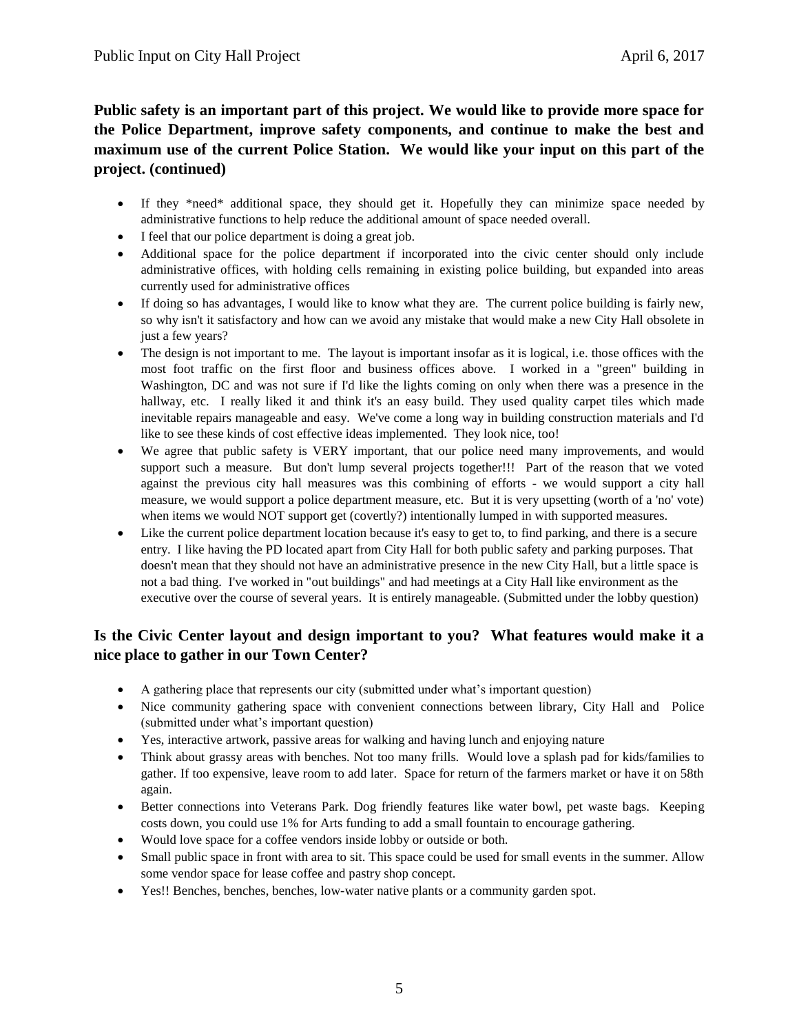**Public safety is an important part of this project. We would like to provide more space for the Police Department, improve safety components, and continue to make the best and maximum use of the current Police Station. We would like your input on this part of the project. (continued)**

- If they *need* additional space, they should get it. Hopefully they can minimize space needed by administrative functions to help reduce the additional amount of space needed overall.
- I feel that our police department is doing a great job.
- Additional space for the police department if incorporated into the civic center should only include administrative offices, with holding cells remaining in existing police building, but expanded into areas currently used for administrative offices
- If doing so has advantages, I would like to know what they are. The current police building is fairly new, so why isn't it satisfactory and how can we avoid any mistake that would make a new City Hall obsolete in just a few years?
- The design is not important to me. The layout is important insofar as it is logical, i.e. those offices with the most foot traffic on the first floor and business offices above. I worked in a "green" building in Washington, DC and was not sure if I'd like the lights coming on only when there was a presence in the hallway, etc. I really liked it and think it's an easy build. They used quality carpet tiles which made inevitable repairs manageable and easy. We've come a long way in building construction materials and I'd like to see these kinds of cost effective ideas implemented. They look nice, too!
- We agree that public safety is VERY important, that our police need many improvements, and would support such a measure. But don't lump several projects together!!! Part of the reason that we voted against the previous city hall measures was this combining of efforts - we would support a city hall measure, we would support a police department measure, etc. But it is very upsetting (worth of a 'no' vote) when items we would NOT support get (covertly?) intentionally lumped in with supported measures.
- Like the current police department location because it's easy to get to, to find parking, and there is a secure entry. I like having the PD located apart from City Hall for both public safety and parking purposes. That doesn't mean that they should not have an administrative presence in the new City Hall, but a little space is not a bad thing. I've worked in "out buildings" and had meetings at a City Hall like environment as the executive over the course of several years. It is entirely manageable. (Submitted under the lobby question)

**Is the Civic Center layout and design important to you? What features would make it a nice place to gather in our Town Center?**

- A gathering place that represents our city (submitted under what's important question)
- Nice community gathering space with convenient connections between library, City Hall and Police (submitted under what's important question)
- Yes, interactive artwork, passive areas for walking and having lunch and enjoying nature
- Think about grassy areas with benches. Not too many frills. Would love a splash pad for kids/families to gather. If too expensive, leave room to add later. Space for return of the farmers market or have it on 58th again.
- Better connections into Veterans Park. Dog friendly features like water bowl, pet waste bags. Keeping costs down, you could use 1% for Arts funding to add a small fountain to encourage gathering.
- Would love space for a coffee vendors inside lobby or outside or both.
- Small public space in front with area to sit. This space could be used for small events in the summer. Allow some vendor space for lease coffee and pastry shop concept.
- Yes!! Benches, benches, benches, low-water native plants or a community garden spot.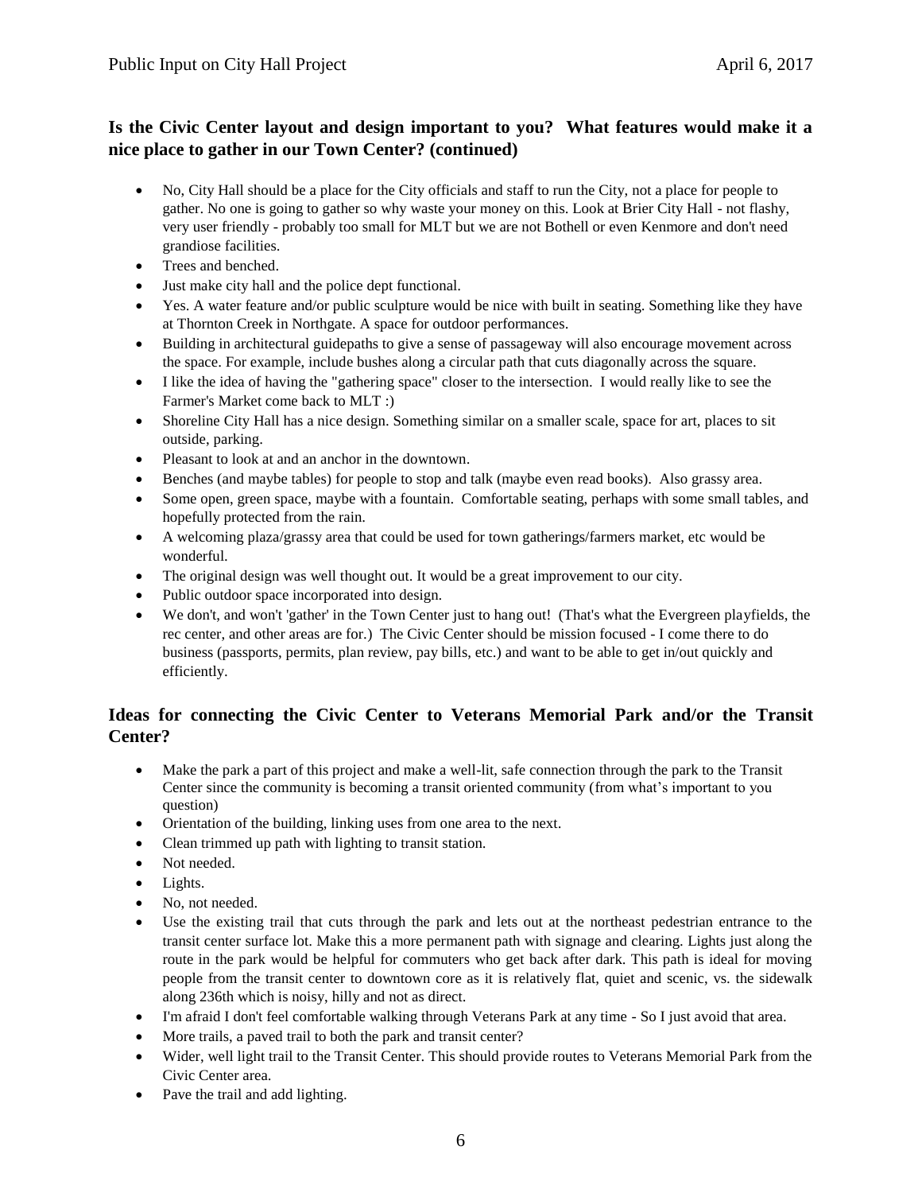## Is the Civic Center layout and design important to you? What features would make it a nice place to gather in our Town Center? (continued)

- No, City Hall should be a place for the City officials and staff to run the City, not a place for people to gather. No one is going to gather so why waste your money on this. Look at Brier City Hall - not flashy, very user friendly - probably too small for MLT but we are not Bothell or even Kenmore and don't need grandiose facilities.
- Trees and benched.
- Just make city hall and the police dept functional.
- Yes. A water feature and/or public sculpture would be nice with built in seating. Something like they have at Thornton Creek in Northgate. A space for outdoor performances.
- Building in architectural guidepaths to give a sense of passageway will also encourage movement across the space. For example, include bushes along a circular path that cuts diagonally across the square.
- I like the idea of having the "gathering space" closer to the intersection. I would really like to see the Farmer's Market come back to MLT :)
- Shoreline City Hall has a nice design. Something similar on a smaller scale, space for art, places to sit outside, parking.
- Pleasant to look at and an anchor in the downtown.
- Benches (and maybe tables) for people to stop and talk (maybe even read books). Also grassy area.
- Some open, green space, maybe with a fountain. Comfortable seating, perhaps with some small tables, and hopefully protected from the rain.
- A welcoming plaza/grassy area that could be used for town gatherings/farmers market, etc would be wonderful.
- The original design was well thought out. It would be a great improvement to our city.
- Public outdoor space incorporated into design.
- We don't, and won't 'gather' in the Town Center just to hang out! (That's what the Evergreen playfields, the rec center, and other areas are for.) The Civic Center should be mission focused - I come there to do business (passports, permits, plan review, pay bills, etc.) and want to be able to get in/out quickly and efficiently.

## Ideas for connecting the Civic Center to Veterans Memorial Park and/or the Transit Center?

- Make the park a part of this project and make a well-lit, safe connection through the park to the Transit Center since the community is becoming a transit oriented community (from what's important to you question)
- Orientation of the building, linking uses from one area to the next.
- Clean trimmed up path with lighting to transit station.
- Not needed.
- Lights.
- No, not needed.
- Use the existing trail that cuts through the park and lets out at the northeast pedestrian entrance to the transit center surface lot. Make this a more permanent path with signage and clearing. Lights just along the route in the park would be helpful for commuters who get back after dark. This path is ideal for moving people from the transit center to downtown core as it is relatively flat, quiet and scenic, vs. the sidewalk along 236th which is noisy, hilly and not as direct.
- I'm afraid I don't feel comfortable walking through Veterans Park at any time - So I just avoid that area.
- More trails, a paved trail to both the park and transit center?
- Wider, well light trail to the Transit Center. This should provide routes to Veterans Memorial Park from the Civic Center area.
- Pave the trail and add lighting.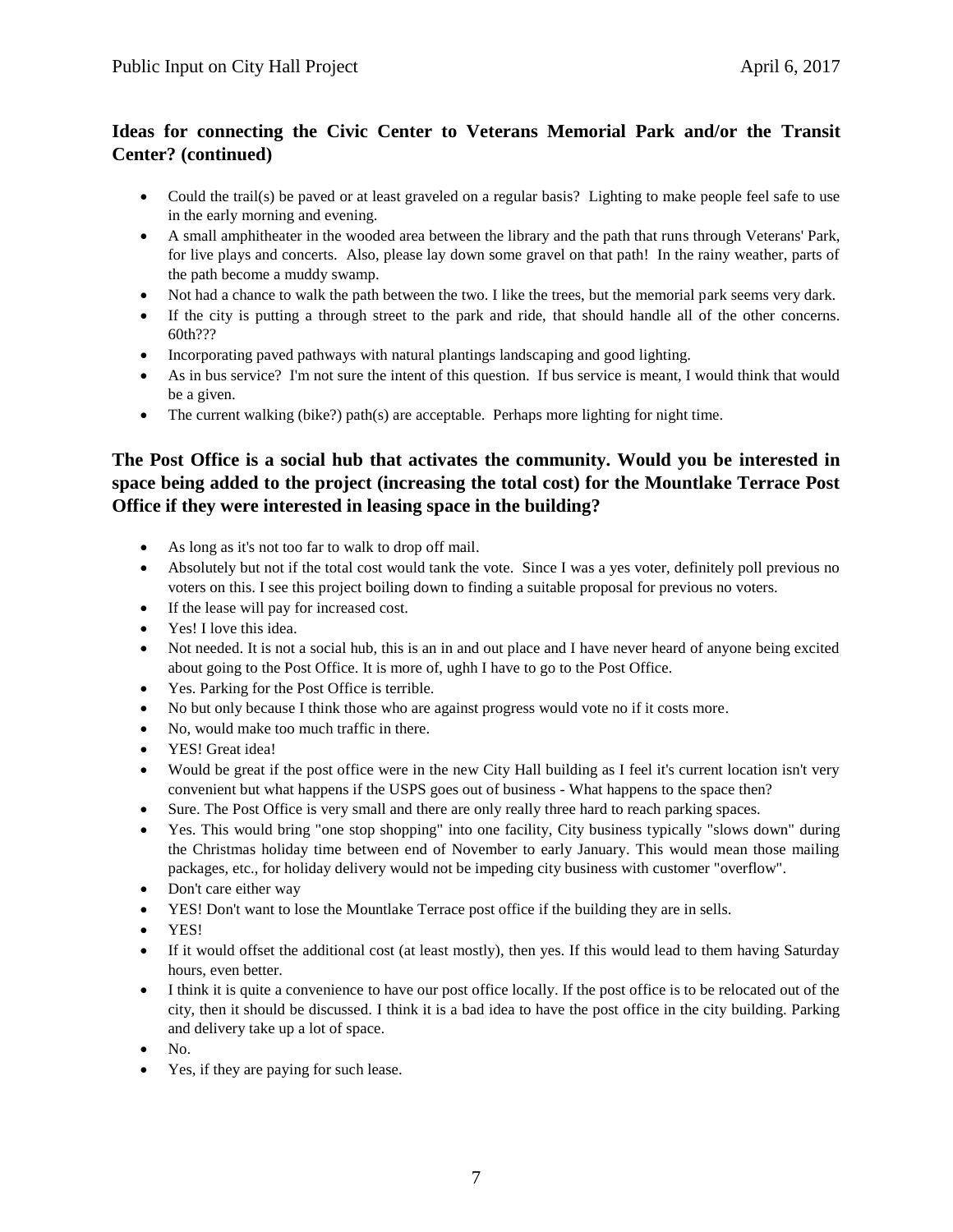## Ideas for connecting the Civic Center to Veterans Memorial Park and/or the Transit Center? (continued)

- Could the trail(s) be paved or at least graveled on a regular basis? Lighting to make people feel safe to use in the early morning and evening.
- A small amphitheater in the wooded area between the library and the path that runs through Veterans' Park, for live plays and concerts. Also, please lay down some gravel on that path! In the rainy weather, parts of the path become a muddy swamp.
- Not had a chance to walk the path between the two. I like the trees, but the memorial park seems very dark.
- If the city is putting a through street to the park and ride, that should handle all of the other concerns. 60th???
- Incorporating paved pathways with natural plantings landscaping and good lighting.
- As in bus service? I'm not sure the intent of this question. If bus service is meant, I would think that would be a given.
- The current walking (bike?) path(s) are acceptable. Perhaps more lighting for night time.

## The Post Office is a social hub that activates the community. Would you be interested in space being added to the project (increasing the total cost) for the Mountlake Terrace Post Office if they were interested in leasing space in the building?

- As long as it's not too far to walk to drop off mail.
- Absolutely but not if the total cost would tank the vote. Since I was a yes voter, definitely poll previous no voters on this. I see this project boiling down to finding a suitable proposal for previous no voters.
- If the lease will pay for increased cost.
- Yes! I love this idea.
- Not needed. It is not a social hub, this is an in and out place and I have never heard of anyone being excited about going to the Post Office. It is more of, ughh I have to go to the Post Office.
- Yes. Parking for the Post Office is terrible.
- No but only because I think those who are against progress would vote no if it costs more.
- No, would make too much traffic in there.
- YES! Great idea!
- Would be great if the post office were in the new City Hall building as I feel it's current location isn't very convenient but what happens if the USPS goes out of business - What happens to the space then?
- Sure. The Post Office is very small and there are only really three hard to reach parking spaces.
- Yes. This would bring "one stop shopping" into one facility, City business typically "slows down" during the Christmas holiday time between end of November to early January. This would mean those mailing packages, etc., for holiday delivery would not be impeding city business with customer "overflow".
- Don't care either way
- YES! Don't want to lose the Mountlake Terrace post office if the building they are in sells.
- YES!
- If it would offset the additional cost (at least mostly), then yes. If this would lead to them having Saturday hours, even better.
- I think it is quite a convenience to have our post office locally. If the post office is to be relocated out of the city, then it should be discussed. I think it is a bad idea to have the post office in the city building. Parking and delivery take up a lot of space.
- No.
- Yes, if they are paying for such lease.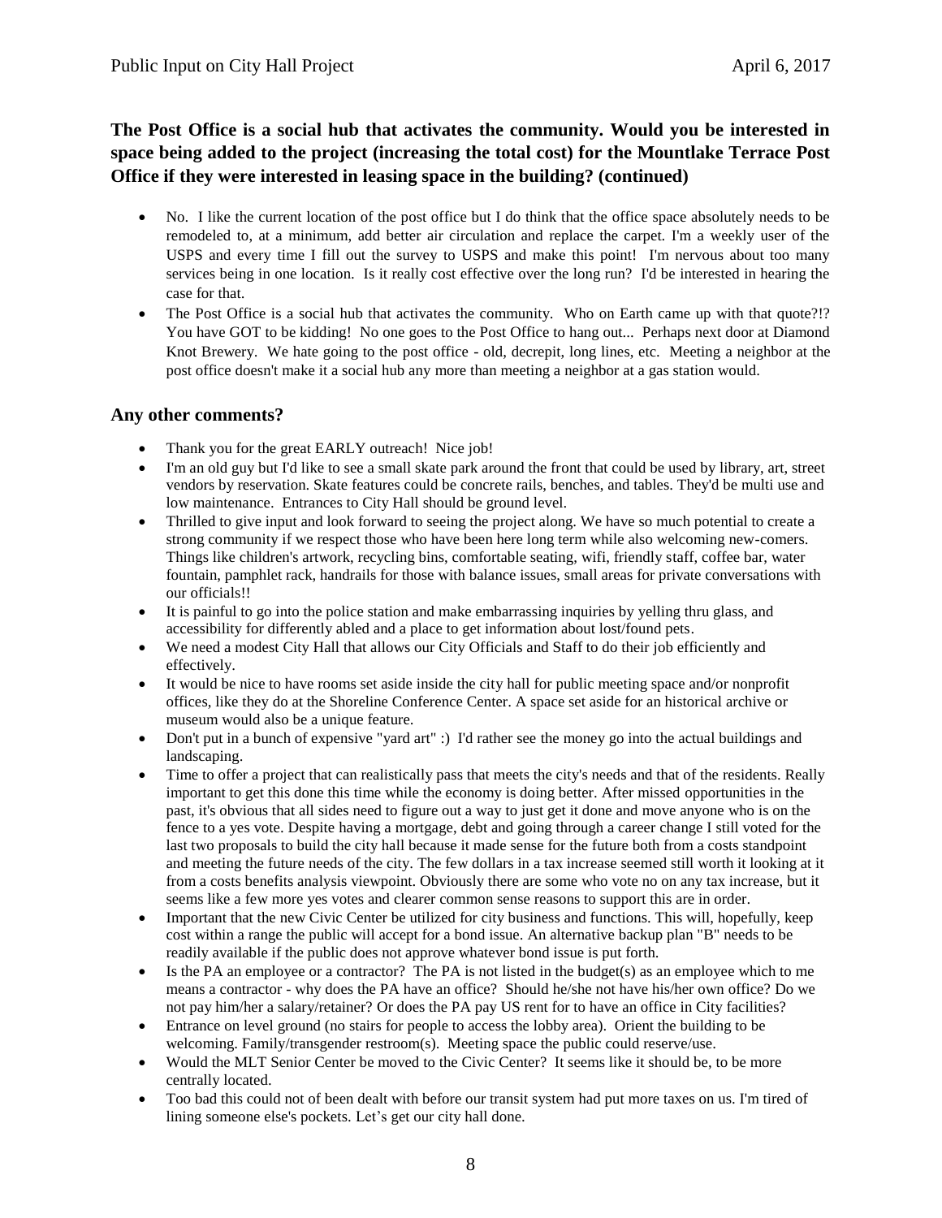### The Post Office is a social hub that activates the community. Would you be interested in space being added to the project (increasing the total cost) for the Mountlake Terrace Post Office if they were interested in leasing space in the building? (continued)

- No. I like the current location of the post office but I do think that the office space absolutely needs to be remodeled to, at a minimum, add better air circulation and replace the carpet. I'm a weekly user of the USPS and every time I fill out the survey to USPS and make this point! I'm nervous about too many services being in one location. Is it really cost effective over the long run? I'd be interested in hearing the case for that.
- The Post Office is a social hub that activates the community. Who on Earth came up with that quote?!? You have GOT to be kidding! No one goes to the Post Office to hang out... Perhaps next door at Diamond Knot Brewery. We hate going to the post office - old, decrepit, long lines, etc. Meeting a neighbor at the post office doesn't make it a social hub any more than meeting a neighbor at a gas station would.

### Any other comments?

- Thank you for the great EARLY outreach! Nice job!
- I'm an old guy but I'd like to see a small skate park around the front that could be used by library, art, street vendors by reservation. Skate features could be concrete rails, benches, and tables. They'd be multi use and low maintenance. Entrances to City Hall should be ground level.
- Thrilled to give input and look forward to seeing the project along. We have so much potential to create a strong community if we respect those who have been here long term while also welcoming new-comers. Things like children's artwork, recycling bins, comfortable seating, wifi, friendly staff, coffee bar, water fountain, pamphlet rack, handrails for those with balance issues, small areas for private conversations with our officials!!
- It is painful to go into the police station and make embarrassing inquiries by yelling thru glass, and accessibility for differently abled and a place to get information about lost/found pets.
- We need a modest City Hall that allows our City Officials and Staff to do their job efficiently and effectively.
- It would be nice to have rooms set aside inside the city hall for public meeting space and/or nonprofit offices, like they do at the Shoreline Conference Center. A space set aside for an historical archive or museum would also be a unique feature.
- Don't put in a bunch of expensive "yard art" :) I'd rather see the money go into the actual buildings and landscaping.
- Time to offer a project that can realistically pass that meets the city's needs and that of the residents. Really important to get this done this time while the economy is doing better. After missed opportunities in the past, it's obvious that all sides need to figure out a way to just get it done and move anyone who is on the fence to a yes vote. Despite having a mortgage, debt and going through a career change I still voted for the last two proposals to build the city hall because it made sense for the future both from a costs standpoint and meeting the future needs of the city. The few dollars in a tax increase seemed still worth it looking at it from a costs benefits analysis viewpoint. Obviously there are some who vote no on any tax increase, but it seems like a few more yes votes and clearer common sense reasons to support this are in order.
- Important that the new Civic Center be utilized for city business and functions. This will, hopefully, keep cost within a range the public will accept for a bond issue. An alternative backup plan "B" needs to be readily available if the public does not approve whatever bond issue is put forth.
- Is the PA an employee or a contractor? The PA is not listed in the budget(s) as an employee which to me means a contractor - why does the PA have an office? Should he/she not have his/her own office? Do we not pay him/her a salary/retainer? Or does the PA pay US rent for to have an office in City facilities?
- Entrance on level ground (no stairs for people to access the lobby area). Orient the building to be welcoming. Family/transgender restroom(s). Meeting space the public could reserve/use.
- Would the MLT Senior Center be moved to the Civic Center? It seems like it should be, to be more centrally located.
- Too bad this could not of been dealt with before our transit system had put more taxes on us. I'm tired of lining someone else's pockets. Let's get our city hall done.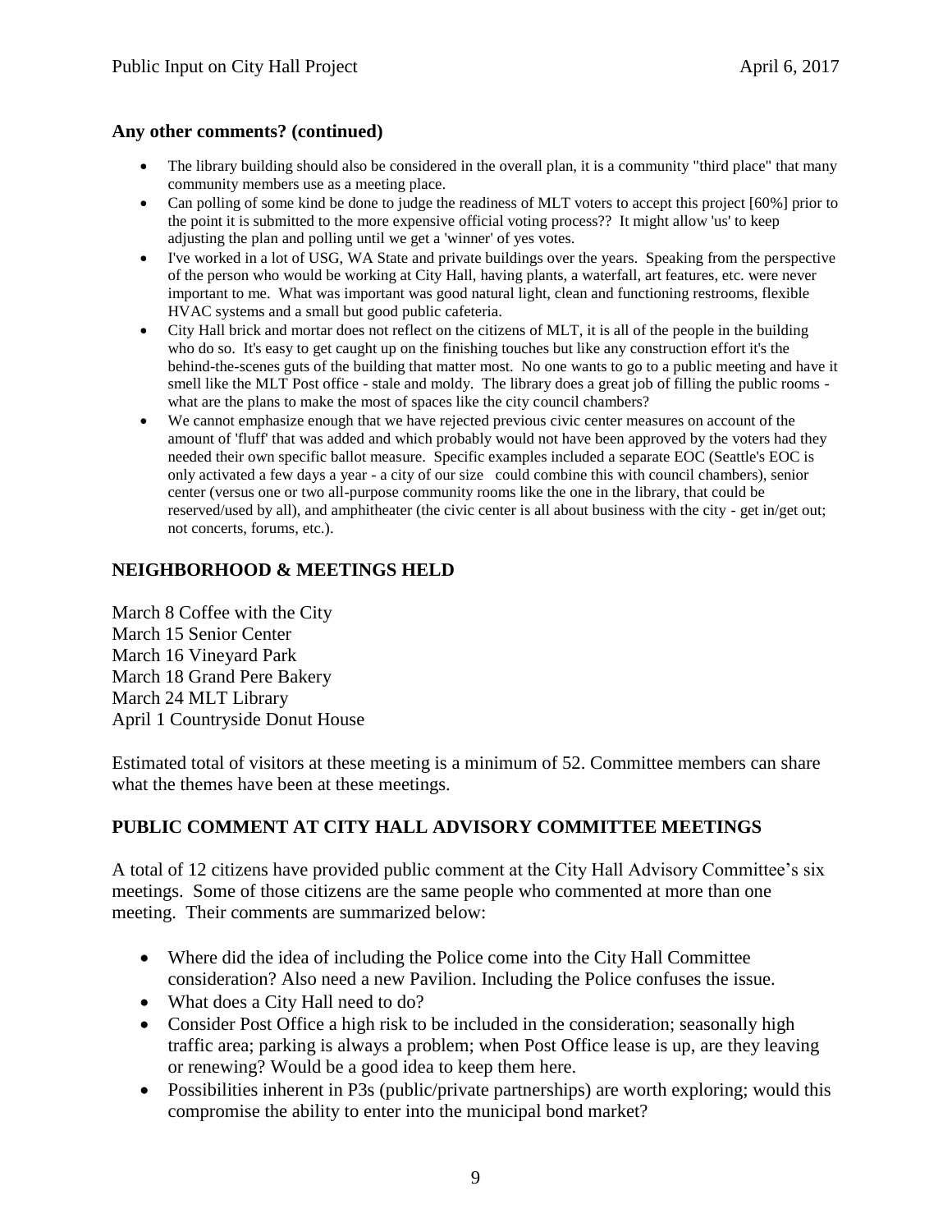**Any other comments? (continued)**

- The library building should also be considered in the overall plan, it is a community "third place" that many community members use as a meeting place.
- Can polling of some kind be done to judge the readiness of MLT voters to accept this project [60%] prior to the point it is submitted to the more expensive official voting process?? It might allow 'us' to keep adjusting the plan and polling until we get a 'winner' of yes votes.
- I've worked in a lot of USG, WA State and private buildings over the years. Speaking from the perspective of the person who would be working at City Hall, having plants, a waterfall, art features, etc. were never important to me. What was important was good natural light, clean and functioning restrooms, flexible HVAC systems and a small but good public cafeteria.
- City Hall brick and mortar does not reflect on the citizens of MLT, it is all of the people in the building who do so. It's easy to get caught up on the finishing touches but like any construction effort it's the behind-the-scenes guts of the building that matter most. No one wants to go to a public meeting and have it smell like the MLT Post office - stale and moldy. The library does a great job of filling the public rooms - what are the plans to make the most of spaces like the city council chambers?
- We cannot emphasize enough that we have rejected previous civic center measures on account of the amount of 'fluff' that was added and which probably would not have been approved by the voters had they needed their own specific ballot measure. Specific examples included a separate EOC (Seattle's EOC is only activated a few days a year - a city of our size could combine this with council chambers), senior center (versus one or two all-purpose community rooms like the one in the library, that could be reserved/used by all), and amphitheater (the civic center is all about business with the city - get in/get out; not concerts, forums, etc.).

## NEIGHBORHOOD & MEETINGS HELD

March 8 Coffee with the City
March 15 Senior Center
March 16 Vineyard Park
March 18 Grand Pere Bakery
March 24 MLT Library
April 1 Countryside Donut House

Estimated total of visitors at these meeting is a minimum of 52. Committee members can share what the themes have been at these meetings.

## PUBLIC COMMENT AT CITY HALL ADVISORY COMMITTEE MEETINGS

A total of 12 citizens have provided public comment at the City Hall Advisory Committee's six meetings. Some of those citizens are the same people who commented at more than one meeting. Their comments are summarized below:

- Where did the idea of including the Police come into the City Hall Committee consideration? Also need a new Pavilion. Including the Police confuses the issue.
- What does a City Hall need to do?
- Consider Post Office a high risk to be included in the consideration; seasonally high traffic area; parking is always a problem; when Post Office lease is up, are they leaving or renewing? Would be a good idea to keep them here.
- Possibilities inherent in P3s (public/private partnerships) are worth exploring; would this compromise the ability to enter into the municipal bond market?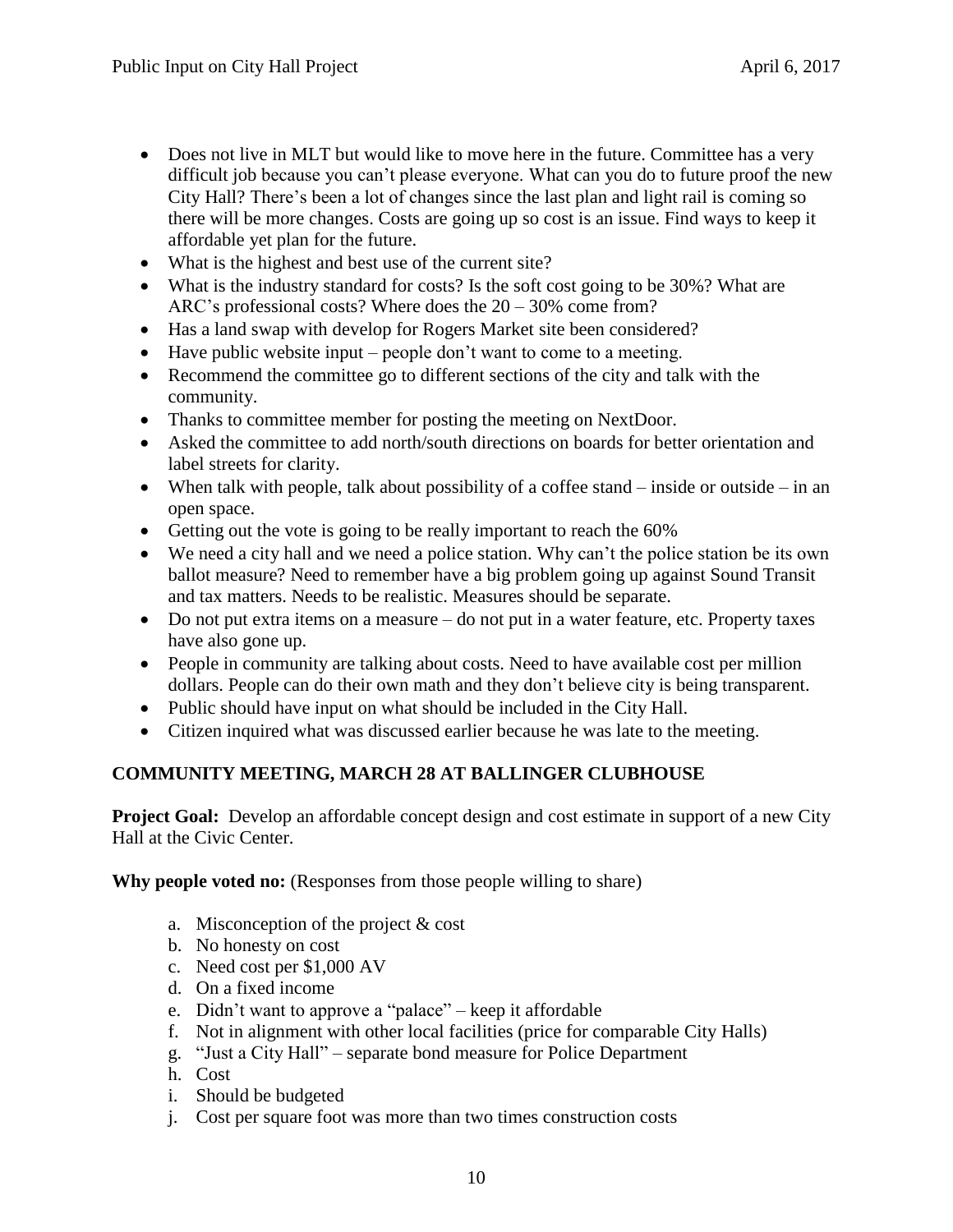- Does not live in MLT but would like to move here in the future. Committee has a very difficult job because you can't please everyone. What can you do to future proof the new City Hall? There's been a lot of changes since the last plan and light rail is coming so there will be more changes. Costs are going up so cost is an issue. Find ways to keep it affordable yet plan for the future.
- What is the highest and best use of the current site?
- What is the industry standard for costs? Is the soft cost going to be 30%? What are ARC's professional costs? Where does the 20 – 30% come from?
- Has a land swap with develop for Rogers Market site been considered?
- Have public website input – people don't want to come to a meeting.
- Recommend the committee go to different sections of the city and talk with the community.
- Thanks to committee member for posting the meeting on NextDoor.
- Asked the committee to add north/south directions on boards for better orientation and label streets for clarity.
- When talk with people, talk about possibility of a coffee stand – inside or outside – in an open space.
- Getting out the vote is going to be really important to reach the 60%
- We need a city hall and we need a police station. Why can't the police station be its own ballot measure? Need to remember have a big problem going up against Sound Transit and tax matters. Needs to be realistic. Measures should be separate.
- Do not put extra items on a measure – do not put in a water feature, etc. Property taxes have also gone up.
- People in community are talking about costs. Need to have available cost per million dollars. People can do their own math and they don't believe city is being transparent.
- Public should have input on what should be included in the City Hall.
- Citizen inquired what was discussed earlier because he was late to the meeting.

## COMMUNITY MEETING, MARCH 28 AT BALLINGER CLUBHOUSE

**Project Goal:** Develop an affordable concept design and cost estimate in support of a new City Hall at the Civic Center.

**Why people voted no:** (Responses from those people willing to share)

a. Misconception of the project & cost
b. No honesty on cost
c. Need cost per $1,000 AV
d. On a fixed income
e. Didn't want to approve a "palace" – keep it affordable
f. Not in alignment with other local facilities (price for comparable City Halls)
g. "Just a City Hall" – separate bond measure for Police Department
h. Cost
i. Should be budgeted
j. Cost per square foot was more than two times construction costs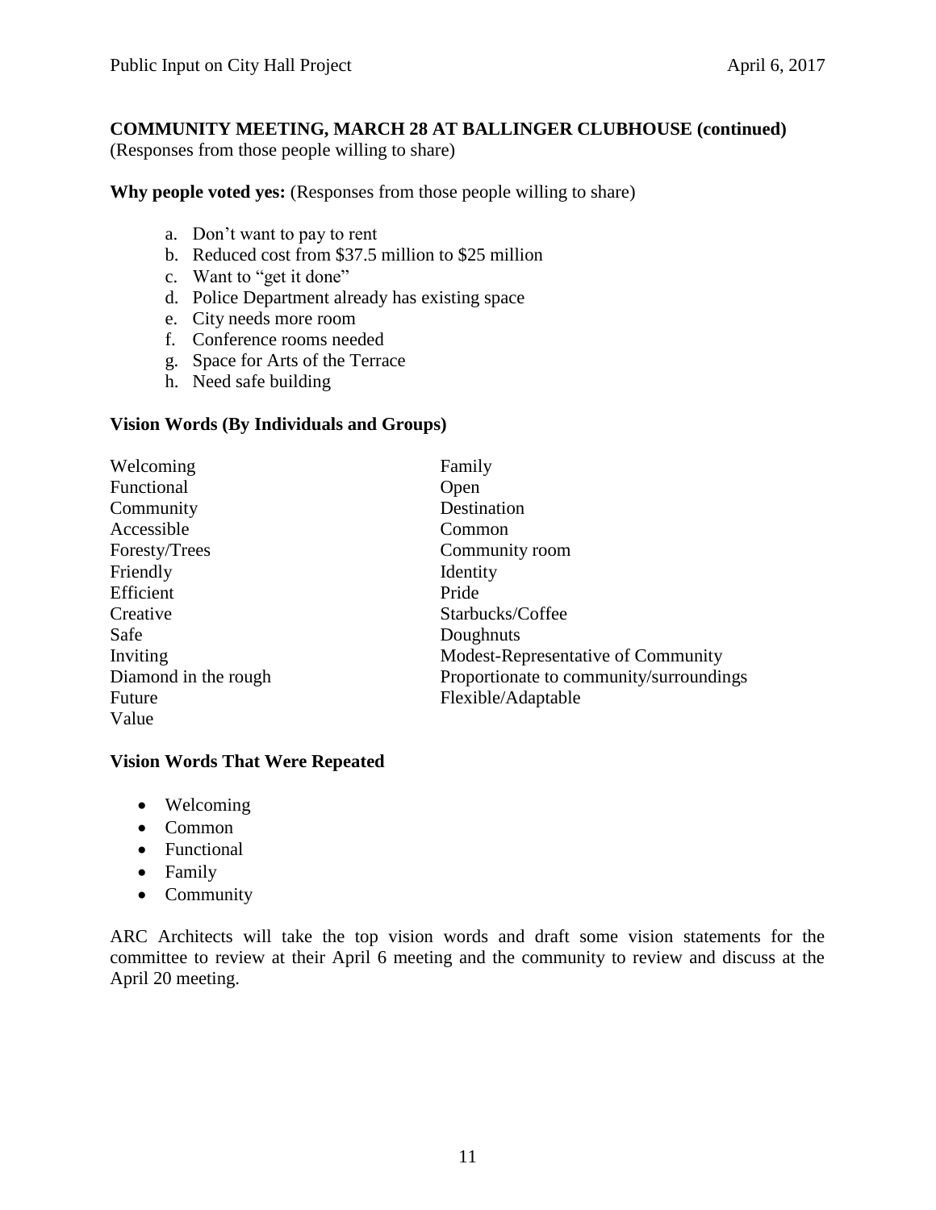**COMMUNITY MEETING, MARCH 28 AT BALLINGER CLUBHOUSE (continued)**
(Responses from those people willing to share)

**Why people voted yes:** (Responses from those people willing to share)

a. Don't want to pay to rent
b. Reduced cost from $37.5 million to $25 million
c. Want to "get it done"
d. Police Department already has existing space
e. City needs more room
f. Conference rooms needed
g. Space for Arts of the Terrace
h. Need safe building

**Vision Words (By Individuals and Groups)**

Welcoming
Functional
Community
Accessible
Foresty/Trees
Friendly
Efficient
Creative
Safe
Inviting
Diamond in the rough
Future
Value
Family
Open
Destination
Common
Community room
Identity
Pride
Starbucks/Coffee
Doughnuts
Modest-Representative of Community
Proportionate to community/surroundings
Flexible/Adaptable

**Vision Words That Were Repeated**

- Welcoming
- Common
- Functional
- Family
- Community

ARC Architects will take the top vision words and draft some vision statements for the committee to review at their April 6 meeting and the community to review and discuss at the April 20 meeting.